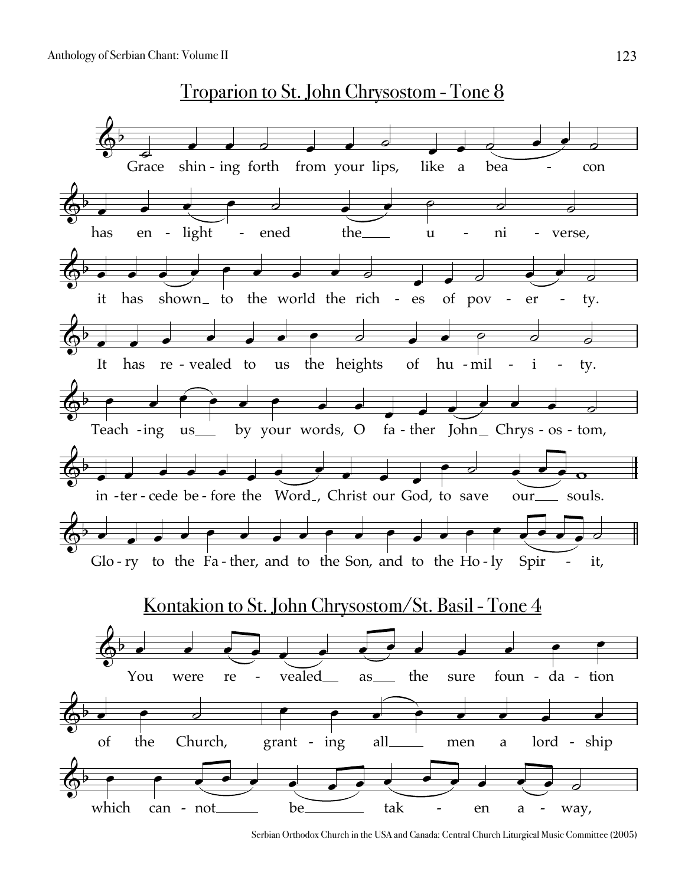## Troparion to St. John Chrysostom - Tone 8

Grace shin - ing forth from your lips, like a bea - con

has en - light - ened the u - ni - verse,

it has shown to the world the rich - es of pov - er - ty.

It has re - vealed to us the heights of hu - mil - i - ty.

Teach - ing us by your words, O fa - ther John Chrys - os - tom,

in - ter - cede be - fore the Word, Christ our God, to save our souls.

Glo - ry to the Fa - ther, and to the Son, and to the Ho - ly Spir - it,

## Kontakion to St. John Chrysostom/St. Basil - Tone 4

You were re - vealed as the sure foun - da - tion

of the Church, grant - ing all men a lord - ship

which can - not be tak - en a - way,

Serbian Orthodox Church in the USA and Canada: Central Church Liturgical Music Committee (2005)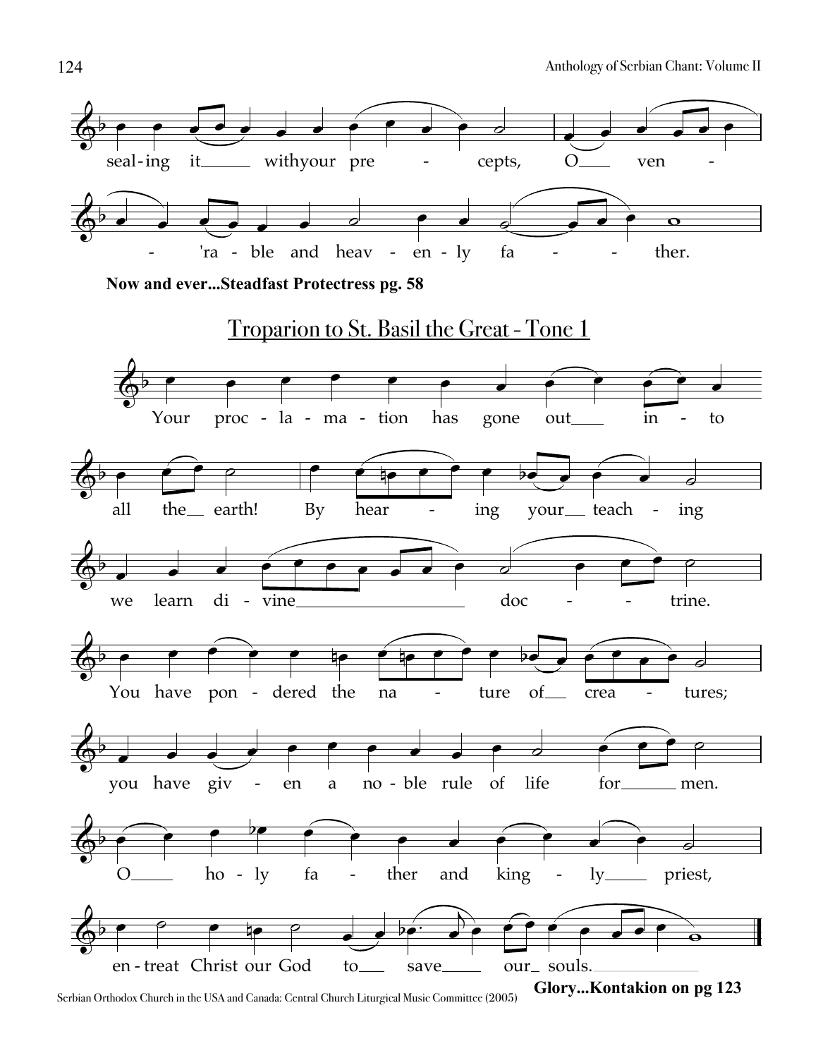sealing it with your precepts, O venerable and heavenly father.

**Now and ever...Steadfast Protectress pg. 58**

## Troparion to St. Basil the Great - Tone 1

Your proclamation has gone out into all the earth! By hearing your teaching we learn divine doctrine. You have pondered the nature of creatures; you have given a noble rule of life for men. O holy father and kingly priest, entreat Christ our God to save our souls.

**Glory...Kontakion on pg 123**

Serbian Orthodox Church in the USA and Canada: Central Church Liturgical Music Committee (2005)